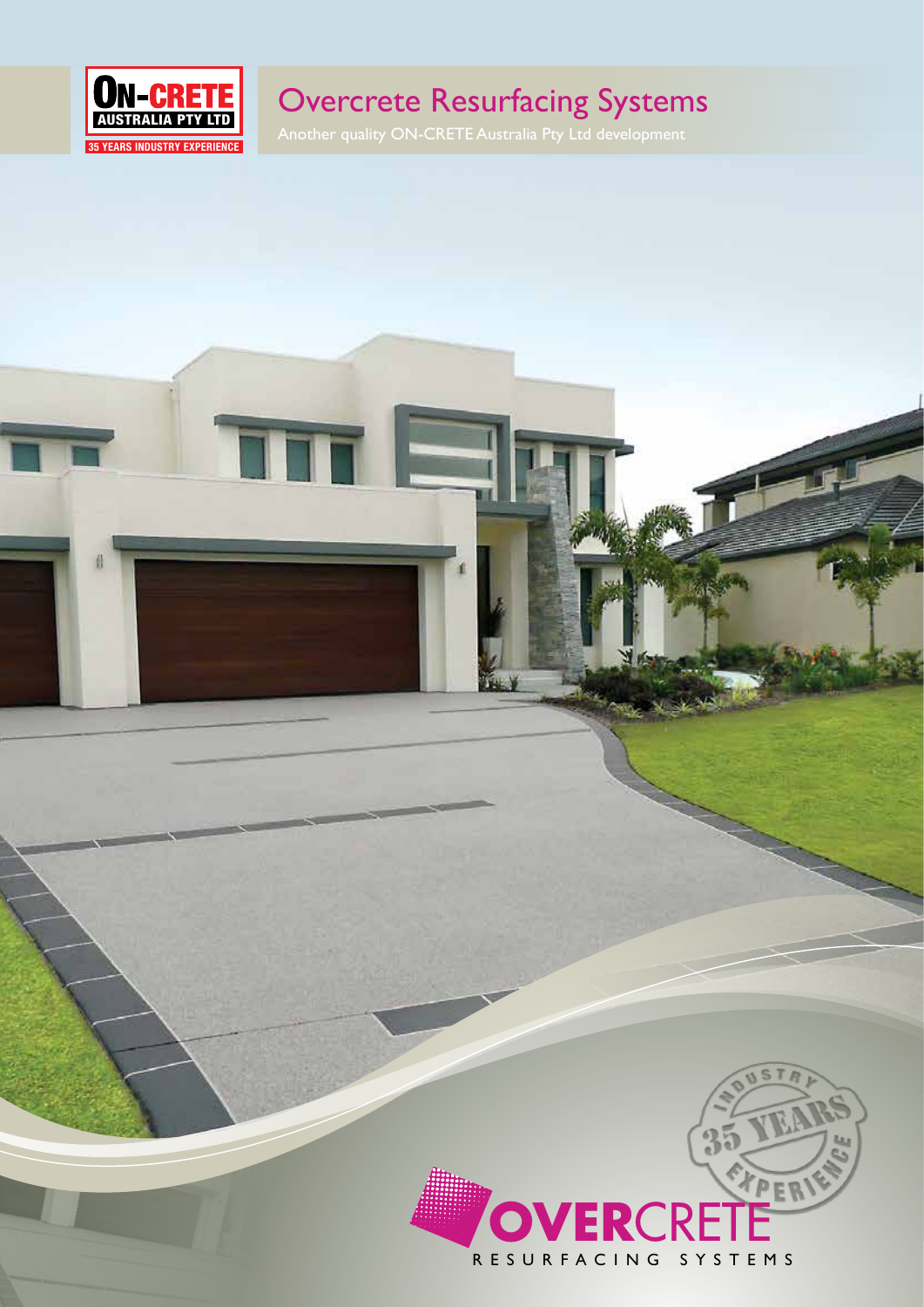ON-CRETE AUSTRALIA PTY LTD

35 YEARS INDUSTRY EXPERIENCE

# Overcrete Resurfacing Systems

Another quality ON-CRETE Australia Pty Ltd development

INDUSTRY 35 YEARS EXPERIENCE

OVERCRETE

RESURFACING SYSTEMS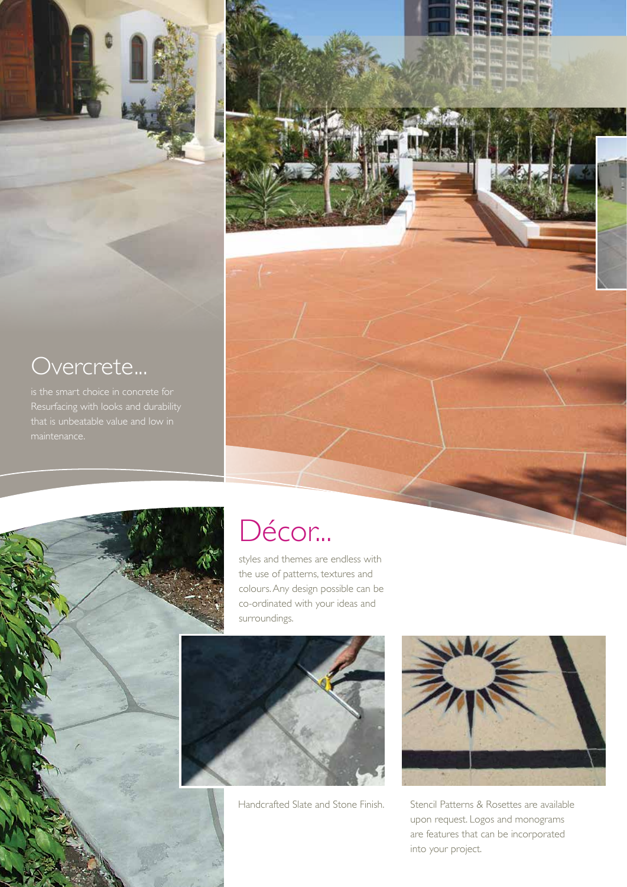# Overcrete...

is the smart choice in concrete for Resurfacing with looks and durability that is unbeatable value and low in maintenance.

# Décor...

styles and themes are endless with the use of patterns, textures and colours. Any design possible can be co-ordinated with your ideas and surroundings.

Handcrafted Slate and Stone Finish.

Stencil Patterns & Rosettes are available upon request. Logos and monograms are features that can be incorporated into your project.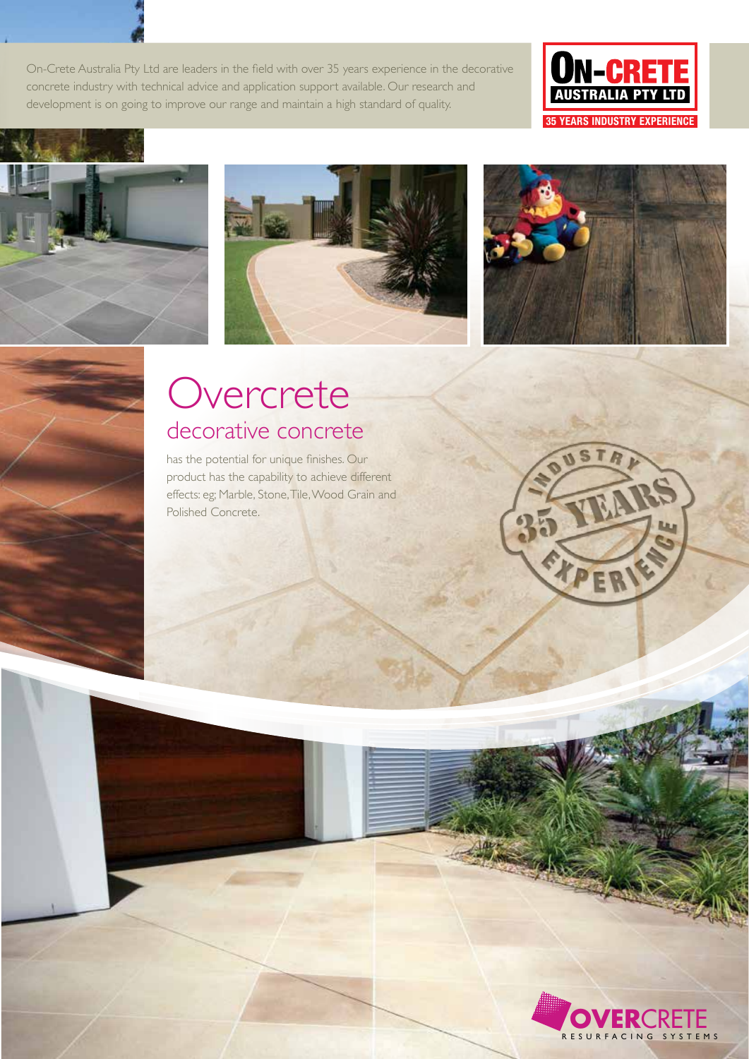On-Crete Australia Pty Ltd are leaders in the field with over 35 years experience in the decorative concrete industry with technical advice and application support available. Our research and development is on going to improve our range and maintain a high standard of quality.

**ON-CRETE AUSTRALIA PTY LTD**
**35 YEARS INDUSTRY EXPERIENCE**

# Overcrete

## decorative concrete

has the potential for unique finishes. Our product has the capability to achieve different effects: eg; Marble, Stone, Tile, Wood Grain and Polished Concrete.

INDUSTRY 35 YEARS EXPERIENCE

**OVERCRETE**
RESURFACING SYSTEMS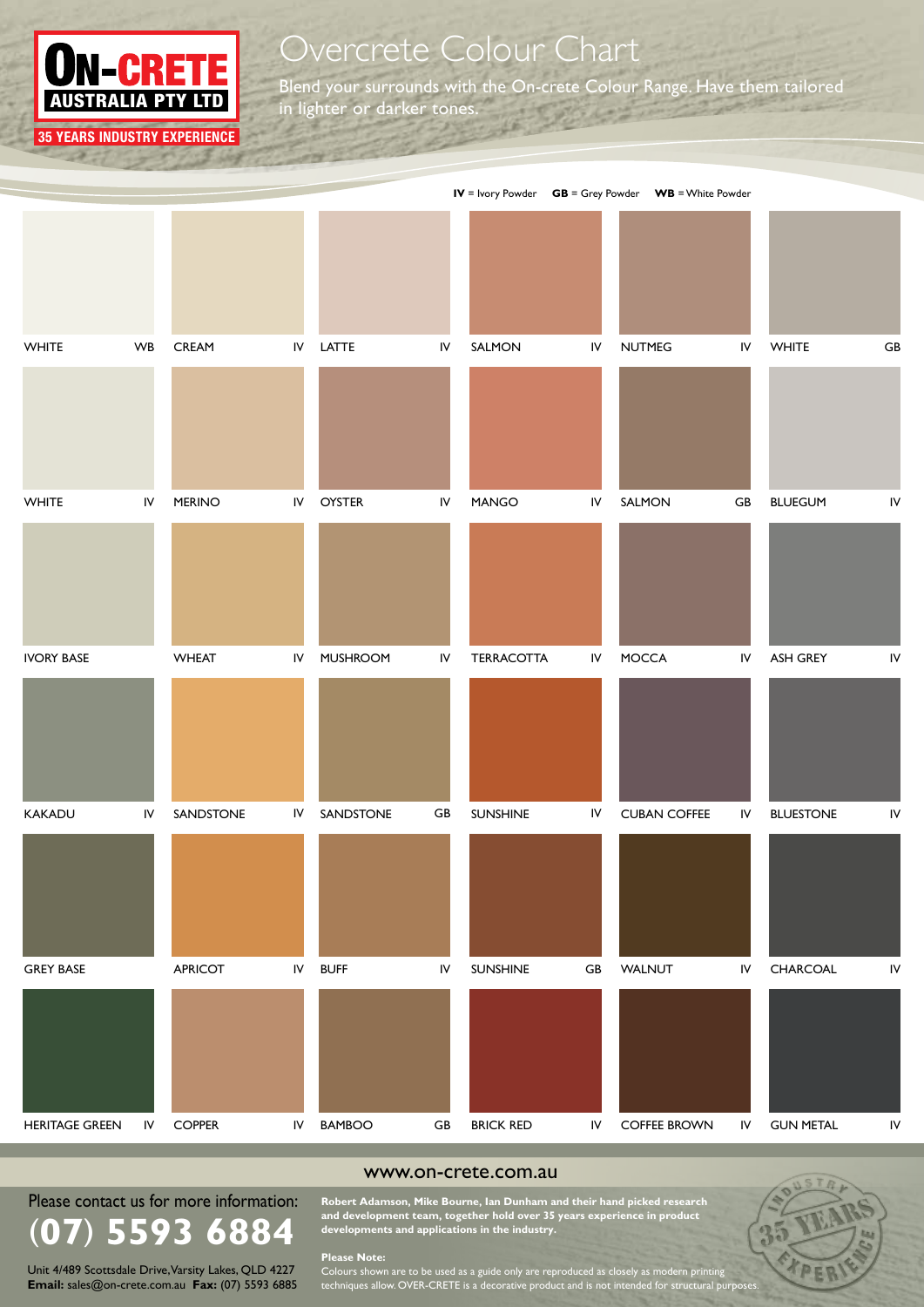# Overcrete Colour Chart

Blend your surrounds with the On-crete Colour Range. Have them tailored in lighter or darker tones.

**IV** = Ivory Powder **GB** = Grey Powder **WB** = White Powder

| | | | | | |
|---|---|---|---|---|---|
| WHITE WB | CREAM IV | LATTE IV | SALMON IV | NUTMEG IV | WHITE GB |
| WHITE IV | MERINO IV | OYSTER IV | MANGO IV | SALMON GB | BLUEGUM IV |
| IVORY BASE | WHEAT IV | MUSHROOM IV | TERRACOTTA IV | MOCCA IV | ASH GREY IV |
| KAKADU IV | SANDSTONE IV | SANDSTONE GB | SUNSHINE IV | CUBAN COFFEE IV | BLUESTONE IV |
| GREY BASE | APRICOT IV | BUFF IV | SUNSHINE GB | WALNUT IV | CHARCOAL IV |
| HERITAGE GREEN IV | COPPER IV | BAMBOO GB | BRICK RED IV | COFFEE BROWN IV | GUN METAL IV |

www.on-crete.com.au

Please contact us for more information:

**(07) 5593 6884**

Unit 4/489 Scottsdale Drive, Varsity Lakes, QLD 4227
**Email:** sales@on-crete.com.au **Fax:** (07) 5593 6885

**Robert Adamson, Mike Bourne, Ian Dunham and their hand picked research and development team, together hold over 35 years experience in product developments and applications in the industry.**

**Please Note:**
Colours shown are to be used as a guide only are reproduced as closely as modern printing techniques allow. OVER-CRETE is a decorative product and is not intended for structural purposes.